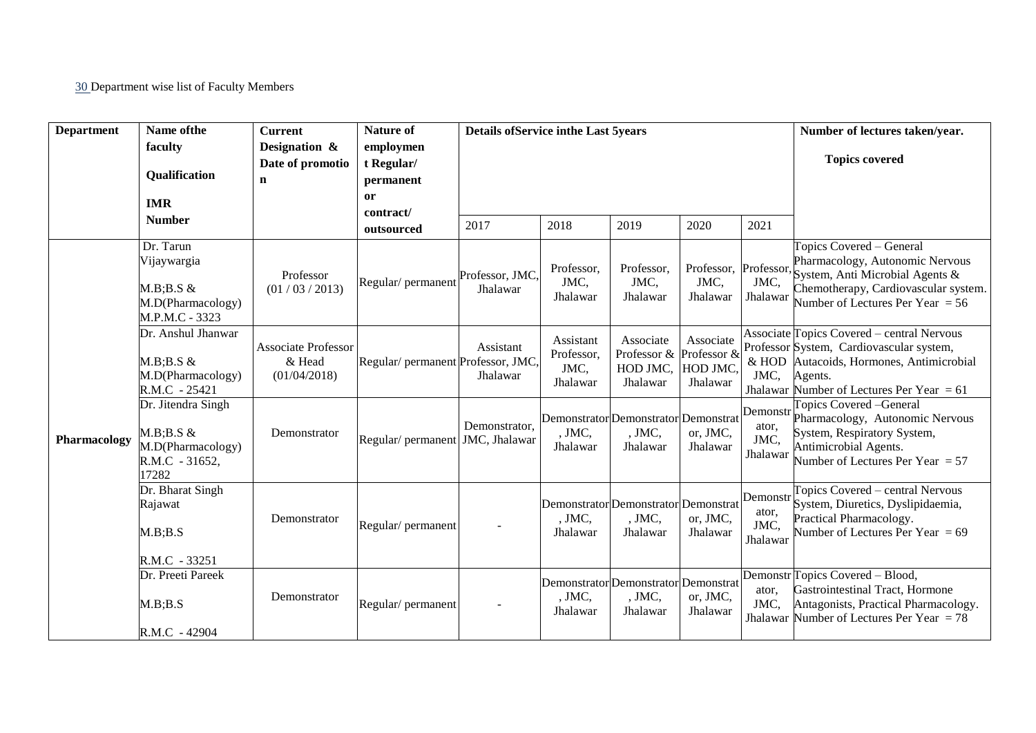30 Department wise list of Faculty Members

| Department | Name ofthe faculty Qualification IMR Number | Current Designation & Date of promotion | Nature of employment Regular/ permanent or contract/ outsourced | Details ofService inthe Last 5years | | | | | Number of lectures taken/year. Topics covered |
|---|---|---|---|---|---|---|---|---|---|
| | | | | 2017 | 2018 | 2019 | 2020 | 2021 | |
| Pharmacology | Dr. Tarun Vijaywargia M.B;B.S & M.D(Pharmacology) M.P.M.C - 3323 | Professor (01 / 03 / 2013) | Regular/ permanent | Professor, JMC, Jhalawar | Professor, JMC, Jhalawar | Professor, JMC, Jhalawar | Professor, JMC, Jhalawar | Professor, JMC, Jhalawar | Topics Covered – General Pharmacology, Autonomic Nervous System, Anti Microbial Agents & Chemotherapy, Cardiovascular system. Number of Lectures Per Year = 56 |
| | Dr. Anshul Jhanwar M.B;B.S & M.D(Pharmacology) R.M.C - 25421 | Associate Professor & Head (01/04/2018) | Regular/ permanent | Assistant Professor, JMC, Jhalawar | Assistant Professor, JMC, Jhalawar | Associate Professor & HOD JMC, Jhalawar | Associate Professor & HOD JMC, Jhalawar | Associate Professor & HOD JMC, Jhalawar | Topics Covered – central Nervous System, Cardiovascular system, Autacoids, Hormones, Antimicrobial Agents. Number of Lectures Per Year = 61 |
| | Dr. Jitendra Singh M.B;B.S & M.D(Pharmacology) R.M.C - 31652, 17282 | Demonstrator | Regular/ permanent | Demonstrator, JMC, Jhalawar | Demonstrator, JMC, Jhalawar | Demonstrator, JMC, Jhalawar | Demonstrator, JMC, Jhalawar | Demonstrator, JMC, Jhalawar | Topics Covered –General Pharmacology, Autonomic Nervous System, Respiratory System, Antimicrobial Agents. Number of Lectures Per Year = 57 |
| | Dr. Bharat Singh Rajawat M.B;B.S R.M.C - 33251 | Demonstrator | Regular/ permanent | - | Demonstrator, JMC, Jhalawar | Demonstrator, JMC, Jhalawar | Demonstrator, JMC, Jhalawar | Demonstrator, JMC, Jhalawar | Topics Covered – central Nervous System, Diuretics, Dyslipidaemia, Practical Pharmacology. Number of Lectures Per Year = 69 |
| | Dr. Preeti Pareek M.B;B.S R.M.C - 42904 | Demonstrator | Regular/ permanent | - | Demonstrator, JMC, Jhalawar | Demonstrator, JMC, Jhalawar | Demonstrator, JMC, Jhalawar | Demonstrator, JMC, Jhalawar | Topics Covered – Blood, Gastrointestinal Tract, Hormone Antagonists, Practical Pharmacology. Number of Lectures Per Year = 78 |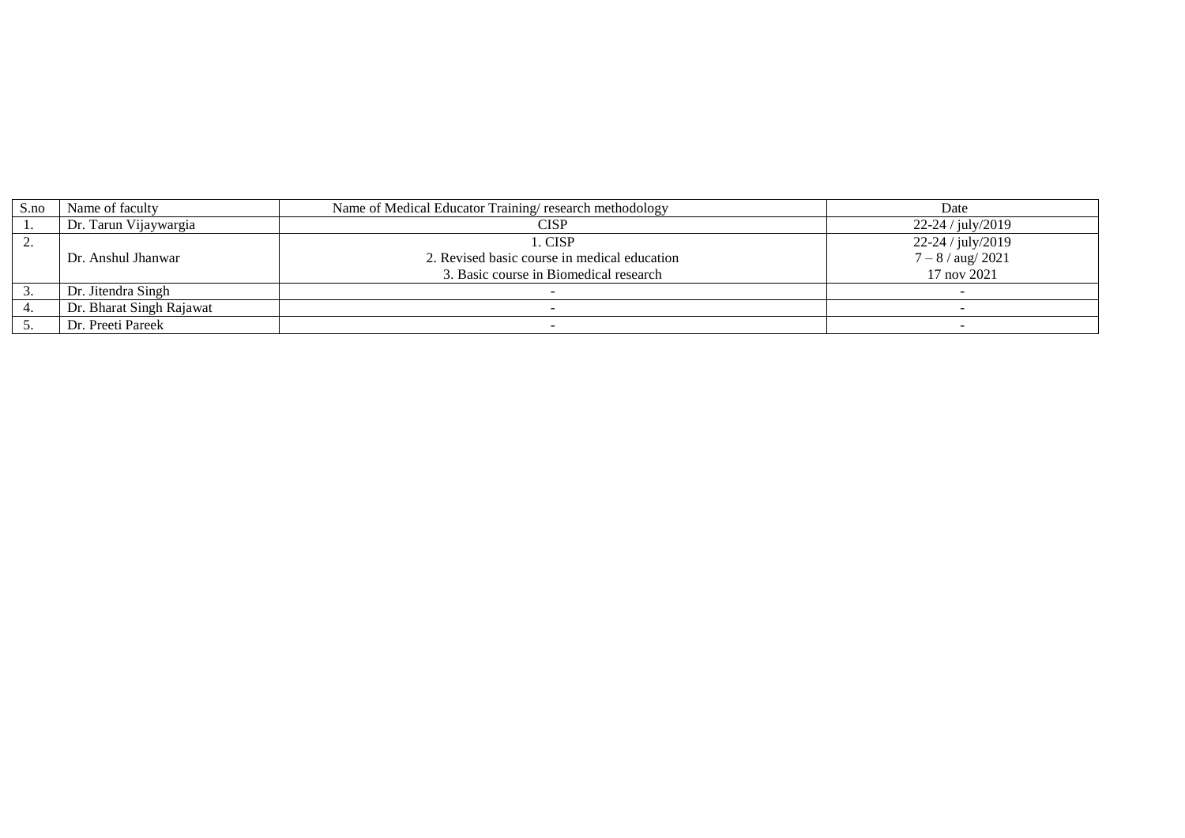| S.no | Name of faculty | Name of Medical Educator Training/ research methodology | Date |
|---|---|---|---|
| 1. | Dr. Tarun Vijaywargia | CISP | 22-24 / july/2019 |
| 2. | Dr. Anshul Jhanwar | 1. CISP<br>2. Revised basic course in medical education<br>3. Basic course in Biomedical research | 22-24 / july/2019<br>7 – 8 / aug/ 2021<br>17 nov 2021 |
| 3. | Dr. Jitendra Singh | - | - |
| 4. | Dr. Bharat Singh Rajawat | - | - |
| 5. | Dr. Preeti Pareek | - | - |